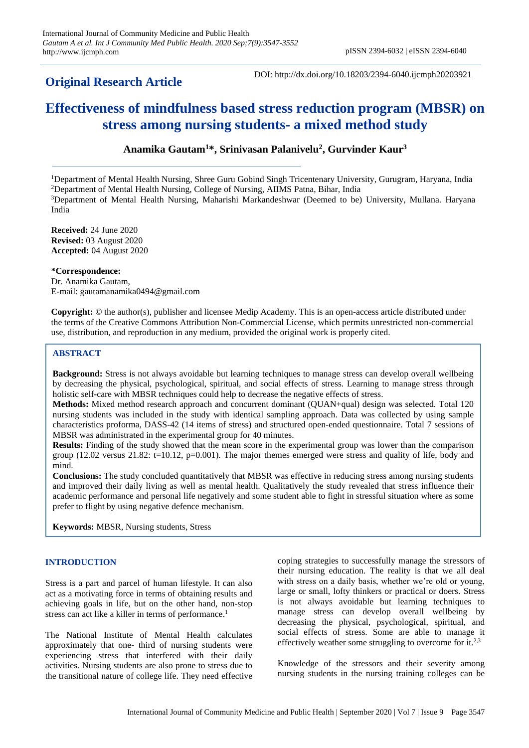## Original Research Article

DOI: http://dx.doi.org/10.18203/2394-6040.ijcmph20203921

# Effectiveness of mindfulness based stress reduction program (MBSR) on stress among nursing students- a mixed method study

**Anamika Gautam[1]*, Srinivasan Palanivelu[2], Gurvinder Kaur[3]**

[1]Department of Mental Health Nursing, Shree Guru Gobind Singh Tricentenary University, Gurugram, Haryana, India
[2]Department of Mental Health Nursing, College of Nursing, AIIMS Patna, Bihar, India
[3]Department of Mental Health Nursing, Maharishi Markandeshwar (Deemed to be) University, Mullana. Haryana India

**Received:** 24 June 2020
**Revised:** 03 August 2020
**Accepted:** 04 August 2020

***Correspondence:**
Dr. Anamika Gautam,
E-mail: gautamananmika0494@gmail.com

**Copyright:** © the author(s), publisher and licensee Medip Academy. This is an open-access article distributed under the terms of the Creative Commons Attribution Non-Commercial License, which permits unrestricted non-commercial use, distribution, and reproduction in any medium, provided the original work is properly cited.

## ABSTRACT

**Background:** Stress is not always avoidable but learning techniques to manage stress can develop overall wellbeing by decreasing the physical, psychological, spiritual, and social effects of stress. Learning to manage stress through holistic self-care with MBSR techniques could help to decrease the negative effects of stress.

**Methods:** Mixed method research approach and concurrent dominant (QUAN+qual) design was selected. Total 120 nursing students was included in the study with identical sampling approach. Data was collected by using sample characteristics proforma, DASS-42 (14 items of stress) and structured open-ended questionnaire. Total 7 sessions of MBSR was administrated in the experimental group for 40 minutes.

**Results:** Finding of the study showed that the mean score in the experimental group was lower than the comparison group (12.02 versus 21.82: t=10.12, p=0.001). The major themes emerged were stress and quality of life, body and mind.

**Conclusions:** The study concluded quantitatively that MBSR was effective in reducing stress among nursing students and improved their daily living as well as mental health. Qualitatively the study revealed that stress influence their academic performance and personal life negatively and some student able to fight in stressful situation where as some prefer to flight by using negative defence mechanism.

**Keywords:** MBSR, Nursing students, Stress

## INTRODUCTION

Stress is a part and parcel of human lifestyle. It can also act as a motivating force in terms of obtaining results and achieving goals in life, but on the other hand, non-stop stress can act like a killer in terms of performance.[1]

The National Institute of Mental Health calculates approximately that one- third of nursing students were experiencing stress that interfered with their daily activities. Nursing students are also prone to stress due to the transitional nature of college life. They need effective coping strategies to successfully manage the stressors of their nursing education. The reality is that we all deal with stress on a daily basis, whether we're old or young, large or small, lofty thinkers or practical or doers. Stress is not always avoidable but learning techniques to manage stress can develop overall wellbeing by decreasing the physical, psychological, spiritual, and social effects of stress. Some are able to manage it effectively weather some struggling to overcome for it.[2,3]

Knowledge of the stressors and their severity among nursing students in the nursing training colleges can be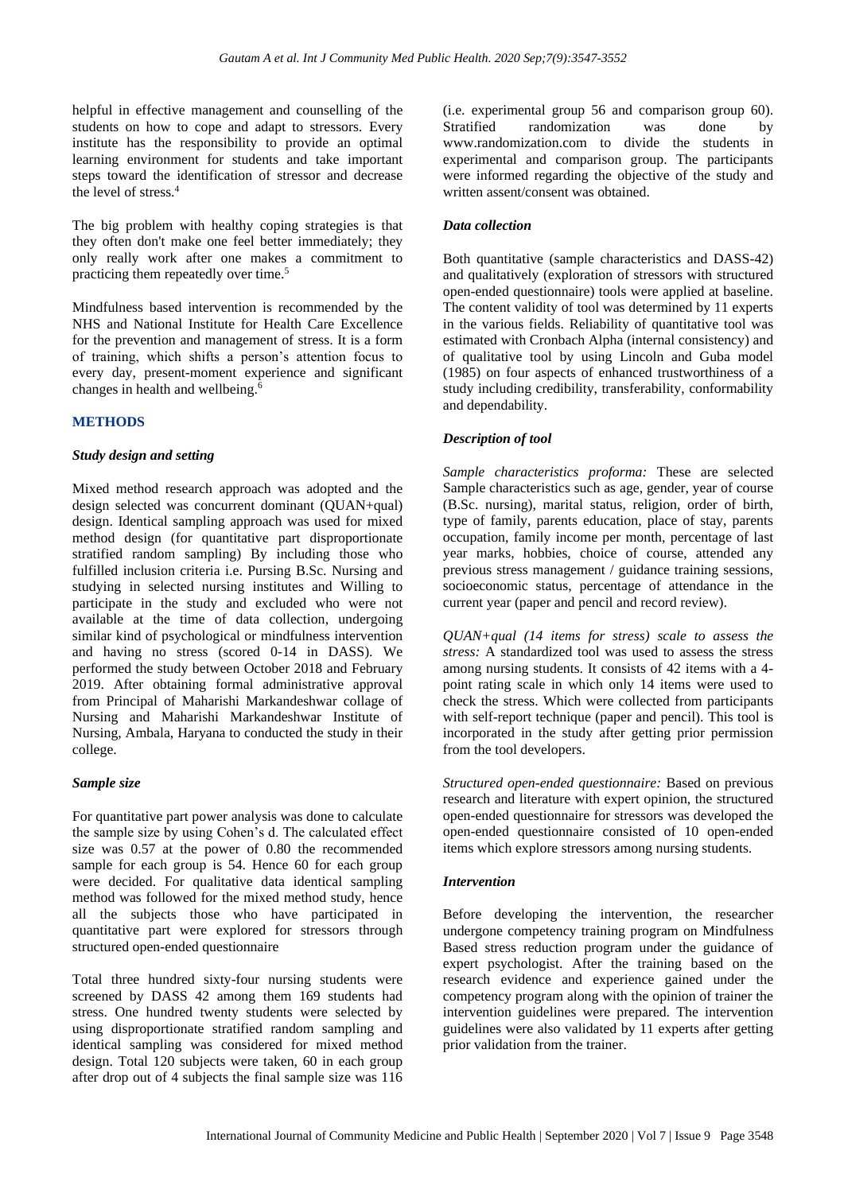helpful in effective management and counselling of the students on how to cope and adapt to stressors. Every institute has the responsibility to provide an optimal learning environment for students and take important steps toward the identification of stressor and decrease the level of stress.[4]

The big problem with healthy coping strategies is that they often don't make one feel better immediately; they only really work after one makes a commitment to practicing them repeatedly over time.[5]

Mindfulness based intervention is recommended by the NHS and National Institute for Health Care Excellence for the prevention and management of stress. It is a form of training, which shifts a person's attention focus to every day, present-moment experience and significant changes in health and wellbeing.[6]

## METHODS

### Study design and setting

Mixed method research approach was adopted and the design selected was concurrent dominant (QUAN+qual) design. Identical sampling approach was used for mixed method design (for quantitative part disproportionate stratified random sampling) By including those who fulfilled inclusion criteria i.e. Pursing B.Sc. Nursing and studying in selected nursing institutes and Willing to participate in the study and excluded who were not available at the time of data collection, undergoing similar kind of psychological or mindfulness intervention and having no stress (scored 0-14 in DASS). We performed the study between October 2018 and February 2019. After obtaining formal administrative approval from Principal of Maharishi Markandeshwar collage of Nursing and Maharishi Markandeshwar Institute of Nursing, Ambala, Haryana to conducted the study in their college.

### Sample size

For quantitative part power analysis was done to calculate the sample size by using Cohen's d. The calculated effect size was 0.57 at the power of 0.80 the recommended sample for each group is 54. Hence 60 for each group were decided. For qualitative data identical sampling method was followed for the mixed method study, hence all the subjects those who have participated in quantitative part were explored for stressors through structured open-ended questionnaire

Total three hundred sixty-four nursing students were screened by DASS 42 among them 169 students had stress. One hundred twenty students were selected by using disproportionate stratified random sampling and identical sampling was considered for mixed method design. Total 120 subjects were taken, 60 in each group after drop out of 4 subjects the final sample size was 116 (i.e. experimental group 56 and comparison group 60). Stratified randomization was done by www.randomization.com to divide the students in experimental and comparison group. The participants were informed regarding the objective of the study and written assent/consent was obtained.

### Data collection

Both quantitative (sample characteristics and DASS-42) and qualitatively (exploration of stressors with structured open-ended questionnaire) tools were applied at baseline. The content validity of tool was determined by 11 experts in the various fields. Reliability of quantitative tool was estimated with Cronbach Alpha (internal consistency) and of qualitative tool by using Lincoln and Guba model (1985) on four aspects of enhanced trustworthiness of a study including credibility, transferability, conformability and dependability.

### Description of tool

*Sample characteristics proforma:* These are selected Sample characteristics such as age, gender, year of course (B.Sc. nursing), marital status, religion, order of birth, type of family, parents education, place of stay, parents occupation, family income per month, percentage of last year marks, hobbies, choice of course, attended any previous stress management / guidance training sessions, socioeconomic status, percentage of attendance in the current year (paper and pencil and record review).

*QUAN+qual (14 items for stress) scale to assess the stress:* A standardized tool was used to assess the stress among nursing students. It consists of 42 items with a 4-point rating scale in which only 14 items were used to check the stress. Which were collected from participants with self-report technique (paper and pencil). This tool is incorporated in the study after getting prior permission from the tool developers.

*Structured open-ended questionnaire:* Based on previous research and literature with expert opinion, the structured open-ended questionnaire for stressors was developed the open-ended questionnaire consisted of 10 open-ended items which explore stressors among nursing students.

### Intervention

Before developing the intervention, the researcher undergone competency training program on Mindfulness Based stress reduction program under the guidance of expert psychologist. After the training based on the research evidence and experience gained under the competency program along with the opinion of trainer the intervention guidelines were prepared. The intervention guidelines were also validated by 11 experts after getting prior validation from the trainer.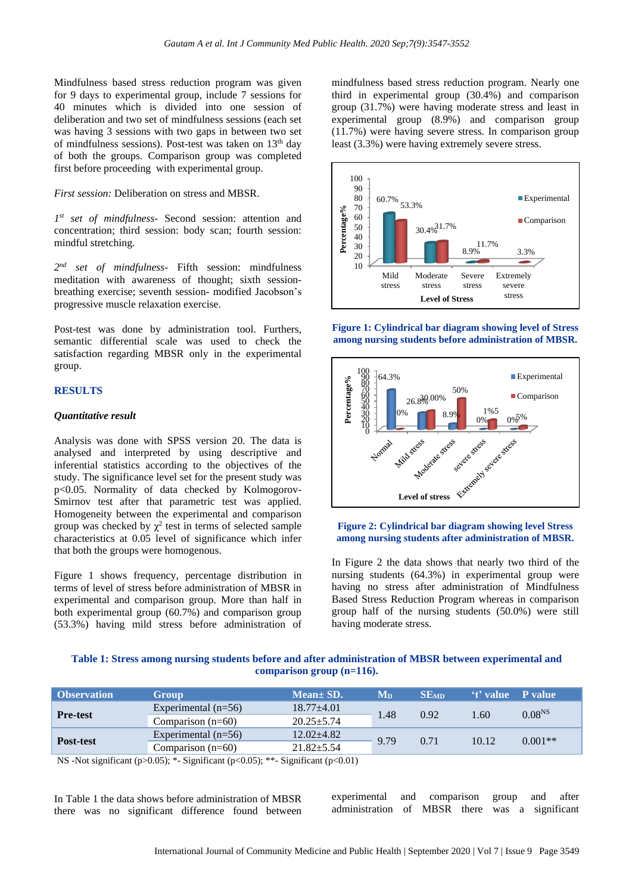Mindfulness based stress reduction program was given for 9 days to experimental group, include 7 sessions for 40 minutes which is divided into one session of deliberation and two set of mindfulness sessions (each set was having 3 sessions with two gaps in between two set of mindfulness sessions). Post-test was taken on 13th day of both the groups. Comparison group was completed first before proceeding with experimental group.

*First session:* Deliberation on stress and MBSR.

*1st set of mindfulness-* Second session: attention and concentration; third session: body scan; fourth session: mindful stretching.

*2nd set of mindfulness-* Fifth session: mindfulness meditation with awareness of thought; sixth session- breathing exercise; seventh session- modified Jacobson's progressive muscle relaxation exercise.

Post-test was done by administration tool. Furthers, semantic differential scale was used to check the satisfaction regarding MBSR only in the experimental group.

## RESULTS

### *Quantitative result*

Analysis was done with SPSS version 20. The data is analysed and interpreted by using descriptive and inferential statistics according to the objectives of the study. The significance level set for the present study was $p<0.05$. Normality of data checked by Kolmogorov-Smirnov test after that parametric test was applied. Homogeneity between the experimental and comparison group was checked by $\chi^2$ test in terms of selected sample characteristics at 0.05 level of significance which infer that both the groups were homogenous.

Figure 1 shows frequency, percentage distribution in terms of level of stress before administration of MBSR in experimental and comparison group. More than half in both experimental group (60.7%) and comparison group (53.3%) having mild stress before administration of mindfulness based stress reduction program. Nearly one third in experimental group (30.4%) and comparison group (31.7%) were having moderate stress and least in experimental group (8.9%) and comparison group (11.7%) were having severe stress. In comparison group least (3.3%) were having extremely severe stress.

**Figure 1: Cylindrical bar diagram showing level of Stress among nursing students before administration of MBSR.**

**Figure 2: Cylindrical bar diagram showing level Stress among nursing students after administration of MBSR.**

In Figure 2 the data shows that nearly two third of the nursing students (64.3%) in experimental group were having no stress after administration of Mindfulness Based Stress Reduction Program whereas in comparison group half of the nursing students (50.0%) were still having moderate stress.

**Table 1: Stress among nursing students before and after administration of MBSR between experimental and comparison group (n=116).**

| Observation | Group | Mean± SD. | $M_D$ | $SE_{MD}$ | 't' value | P value |
|---|---|---|---|---|---|---|
| Pre-test | Experimental (n=56) | 18.77±4.01 | 1.48 | 0.92 | 1.60 | 0.08$^{NS}$ |
| | Comparison (n=60) | 20.25±5.74 | | | | |
| Post-test | Experimental (n=56) | 12.02±4.82 | 9.79 | 0.71 | 10.12 | 0.001** |
| | Comparison (n=60) | 21.82±5.54 | | | | |

NS -Not significant ($p>0.05$); *- Significant ($p<0.05$); **- Significant ($p<0.01$)

In Table 1 the data shows before administration of MBSR there was no significant difference found between experimental and comparison group and after administration of MBSR there was a significant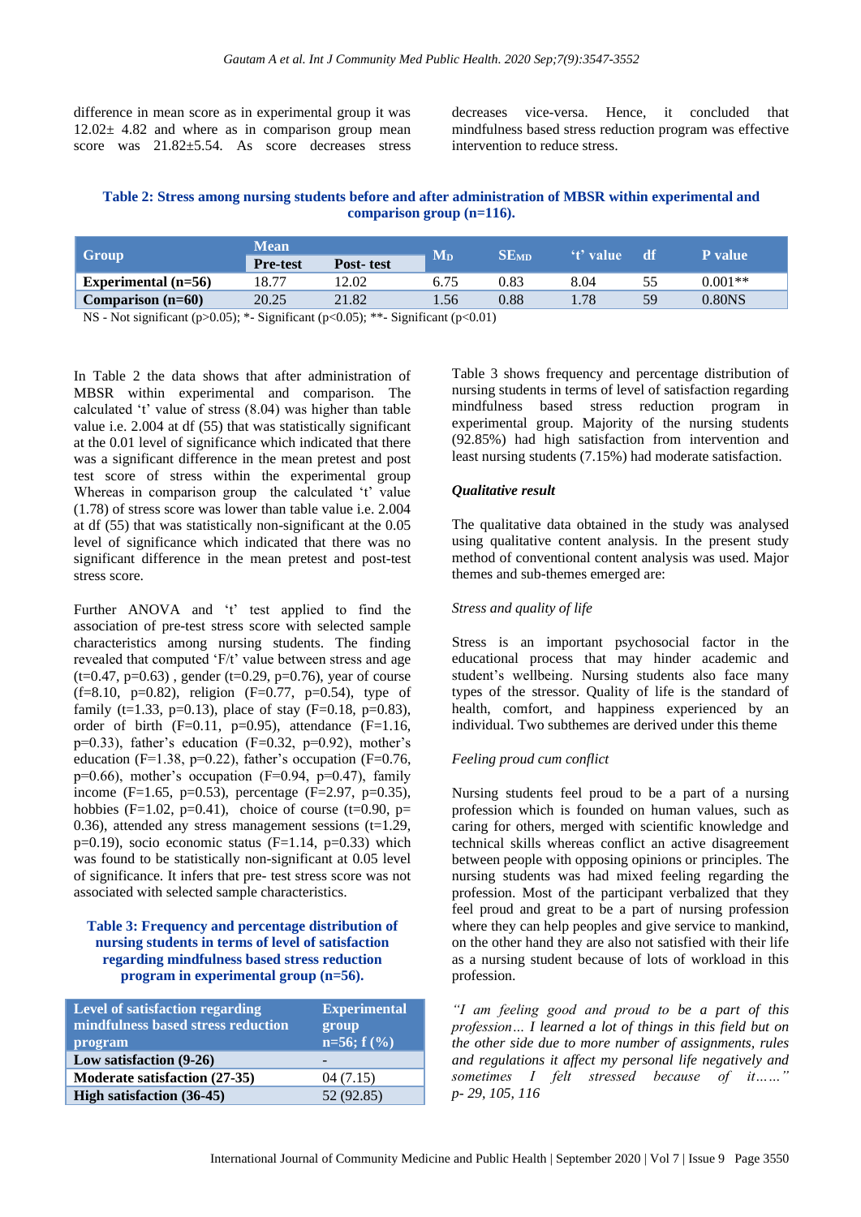difference in mean score as in experimental group it was 12.02± 4.82 and where as in comparison group mean score was 21.82±5.54. As score decreases stress decreases vice-versa. Hence, it concluded that mindfulness based stress reduction program was effective intervention to reduce stress.

**Table 2: Stress among nursing students before and after administration of MBSR within experimental and comparison group (n=116).**

| Group | Mean | | $M_D$ | $SE_{MD}$ | 't' value | df | P value |
|---|---|---|---|---|---|---|---|
| | Pre-test | Post- test | | | | | |
| **Experimental (n=56)** | 18.77 | 12.02 | 6.75 | 0.83 | 8.04 | 55 | 0.001** |
| **Comparison (n=60)** | 20.25 | 21.82 | 1.56 | 0.88 | 1.78 | 59 | 0.80NS |

NS - Not significant (p>0.05); *- Significant (p<0.05); **- Significant (p<0.01)

In Table 2 the data shows that after administration of MBSR within experimental and comparison. The calculated 't' value of stress (8.04) was higher than table value i.e. 2.004 at df (55) that was statistically significant at the 0.01 level of significance which indicated that there was a significant difference in the mean pretest and post test score of stress within the experimental group Whereas in comparison group the calculated 't' value (1.78) of stress score was lower than table value i.e. 2.004 at df (55) that was statistically non-significant at the 0.05 level of significance which indicated that there was no significant difference in the mean pretest and post-test stress score.

Further ANOVA and 't' test applied to find the association of pre-test stress score with selected sample characteristics among nursing students. The finding revealed that computed 'F/t' value between stress and age (t=0.47, p=0.63) , gender (t=0.29, p=0.76), year of course (f=8.10, p=0.82), religion (F=0.77, p=0.54), type of family (t=1.33, p=0.13), place of stay (F=0.18, p=0.83), order of birth (F=0.11, p=0.95), attendance (F=1.16, p=0.33), father's education (F=0.32, p=0.92), mother's education (F=1.38, p=0.22), father's occupation (F=0.76, p=0.66), mother's occupation (F=0.94, p=0.47), family income (F=1.65, p=0.53), percentage (F=2.97, p=0.35), hobbies (F=1.02, p=0.41), choice of course (t=0.90, p= 0.36), attended any stress management sessions (t=1.29, p=0.19), socio economic status (F=1.14, p=0.33) which was found to be statistically non-significant at 0.05 level of significance. It infers that pre- test stress score was not associated with selected sample characteristics.

**Table 3: Frequency and percentage distribution of nursing students in terms of level of satisfaction regarding mindfulness based stress reduction program in experimental group (n=56).**

| Level of satisfaction regarding mindfulness based stress reduction program | Experimental group n=56; f (%) |
|---|---|
| **Low satisfaction (9-26)** | - |
| **Moderate satisfaction (27-35)** | 04 (7.15) |
| **High satisfaction (36-45)** | 52 (92.85) |

Table 3 shows frequency and percentage distribution of nursing students in terms of level of satisfaction regarding mindfulness based stress reduction program in experimental group. Majority of the nursing students (92.85%) had high satisfaction from intervention and least nursing students (7.15%) had moderate satisfaction.

### *Qualitative result*

The qualitative data obtained in the study was analysed using qualitative content analysis. In the present study method of conventional content analysis was used. Major themes and sub-themes emerged are:

#### *Stress and quality of life*

Stress is an important psychosocial factor in the educational process that may hinder academic and student's wellbeing. Nursing students also face many types of the stressor. Quality of life is the standard of health, comfort, and happiness experienced by an individual. Two subthemes are derived under this theme

#### *Feeling proud cum conflict*

Nursing students feel proud to be a part of a nursing profession which is founded on human values, such as caring for others, merged with scientific knowledge and technical skills whereas conflict an active disagreement between people with opposing opinions or principles. The nursing students was had mixed feeling regarding the profession. Most of the participant verbalized that they feel proud and great to be a part of nursing profession where they can help peoples and give service to mankind, on the other hand they are also not satisfied with their life as a nursing student because of lots of workload in this profession.

*"I am feeling good and proud to be a part of this profession… I learned a lot of things in this field but on the other side due to more number of assignments, rules and regulations it affect my personal life negatively and sometimes I felt stressed because of it……" p- 29, 105, 116*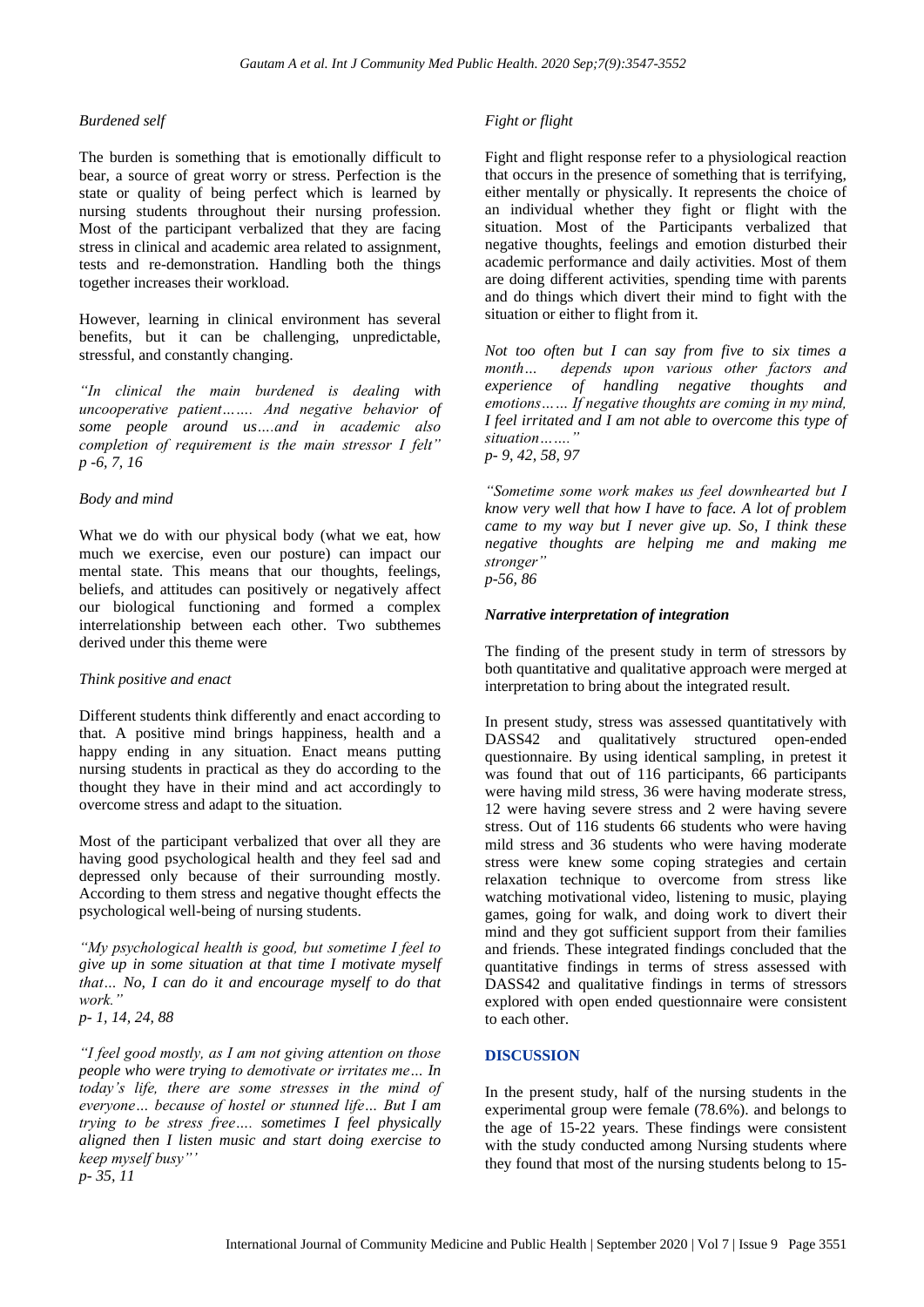*Burdened self*

The burden is something that is emotionally difficult to bear, a source of great worry or stress. Perfection is the state or quality of being perfect which is learned by nursing students throughout their nursing profession. Most of the participant verbalized that they are facing stress in clinical and academic area related to assignment, tests and re-demonstration. Handling both the things together increases their workload.

However, learning in clinical environment has several benefits, but it can be challenging, unpredictable, stressful, and constantly changing.

*"In clinical the main burdened is dealing with uncooperative patient……. And negative behavior of some people around us….and in academic also completion of requirement is the main stressor I felt"*
*p -6, 7, 16*

*Body and mind*

What we do with our physical body (what we eat, how much we exercise, even our posture) can impact our mental state. This means that our thoughts, feelings, beliefs, and attitudes can positively or negatively affect our biological functioning and formed a complex interrelationship between each other. Two subthemes derived under this theme were

*Think positive and enact*

Different students think differently and enact according to that. A positive mind brings happiness, health and a happy ending in any situation. Enact means putting nursing students in practical as they do according to the thought they have in their mind and act accordingly to overcome stress and adapt to the situation.

Most of the participant verbalized that over all they are having good psychological health and they feel sad and depressed only because of their surrounding mostly. According to them stress and negative thought effects the psychological well-being of nursing students.

*"My psychological health is good, but sometime I feel to give up in some situation at that time I motivate myself that… No, I can do it and encourage myself to do that work."*
*p- 1, 14, 24, 88*

*"I feel good mostly, as I am not giving attention on those people who were trying to demotivate or irritates me… In today's life, there are some stresses in the mind of everyone… because of hostel or stunned life… But I am trying to be stress free…. sometimes I feel physically aligned then I listen music and start doing exercise to keep myself busy"'*
*p- 35, 11*

*Fight or flight*

Fight and flight response refer to a physiological reaction that occurs in the presence of something that is terrifying, either mentally or physically. It represents the choice of an individual whether they fight or flight with the situation. Most of the Participants verbalized that negative thoughts, feelings and emotion disturbed their academic performance and daily activities. Most of them are doing different activities, spending time with parents and do things which divert their mind to fight with the situation or either to flight from it.

*Not too often but I can say from five to six times a month… depends upon various other factors and experience of handling negative thoughts and emotions…… If negative thoughts are coming in my mind, I feel irritated and I am not able to overcome this type of situation……."*
*p- 9, 42, 58, 97*

*"Sometime some work makes us feel downhearted but I know very well that how I have to face. A lot of problem came to my way but I never give up. So, I think these negative thoughts are helping me and making me stronger"*
*p-56, 86*

***Narrative interpretation of integration***

The finding of the present study in term of stressors by both quantitative and qualitative approach were merged at interpretation to bring about the integrated result.

In present study, stress was assessed quantitatively with DASS42 and qualitatively structured open-ended questionnaire. By using identical sampling, in pretest it was found that out of 116 participants, 66 participants were having mild stress, 36 were having moderate stress, 12 were having severe stress and 2 were having severe stress. Out of 116 students 66 students who were having mild stress and 36 students who were having moderate stress were knew some coping strategies and certain relaxation technique to overcome from stress like watching motivational video, listening to music, playing games, going for walk, and doing work to divert their mind and they got sufficient support from their families and friends. These integrated findings concluded that the quantitative findings in terms of stress assessed with DASS42 and qualitative findings in terms of stressors explored with open ended questionnaire were consistent to each other.

## DISCUSSION

In the present study, half of the nursing students in the experimental group were female (78.6%). and belongs to the age of 15-22 years. These findings were consistent with the study conducted among Nursing students where they found that most of the nursing students belong to 15-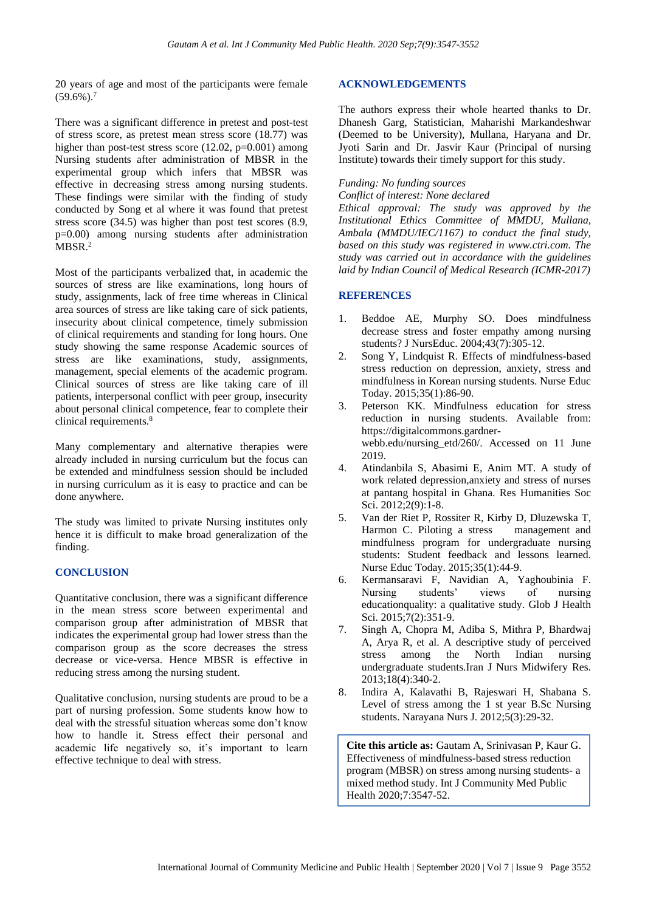20 years of age and most of the participants were female (59.6%).[7]

There was a significant difference in pretest and post-test of stress score, as pretest mean stress score (18.77) was higher than post-test stress score (12.02, p=0.001) among Nursing students after administration of MBSR in the experimental group which infers that MBSR was effective in decreasing stress among nursing students. These findings were similar with the finding of study conducted by Song et al where it was found that pretest stress score (34.5) was higher than post test scores (8.9, p=0.00) among nursing students after administration MBSR.[2]

Most of the participants verbalized that, in academic the sources of stress are like examinations, long hours of study, assignments, lack of free time whereas in Clinical area sources of stress are like taking care of sick patients, insecurity about clinical competence, timely submission of clinical requirements and standing for long hours. One study showing the same response Academic sources of stress are like examinations, study, assignments, management, special elements of the academic program. Clinical sources of stress are like taking care of ill patients, interpersonal conflict with peer group, insecurity about personal clinical competence, fear to complete their clinical requirements.[8]

Many complementary and alternative therapies were already included in nursing curriculum but the focus can be extended and mindfulness session should be included in nursing curriculum as it is easy to practice and can be done anywhere.

The study was limited to private Nursing institutes only hence it is difficult to make broad generalization of the finding.

## CONCLUSION

Quantitative conclusion, there was a significant difference in the mean stress score between experimental and comparison group after administration of MBSR that indicates the experimental group had lower stress than the comparison group as the score decreases the stress decrease or vice-versa. Hence MBSR is effective in reducing stress among the nursing student.

Qualitative conclusion, nursing students are proud to be a part of nursing profession. Some students know how to deal with the stressful situation whereas some don't know how to handle it. Stress effect their personal and academic life negatively so, it's important to learn effective technique to deal with stress.

## ACKNOWLEDGEMENTS

The authors express their whole hearted thanks to Dr. Dhanesh Garg, Statistician, Maharishi Markandeshwar (Deemed to be University), Mullana, Haryana and Dr. Jyoti Sarin and Dr. Jasvir Kaur (Principal of nursing Institute) towards their timely support for this study.

*Funding: No funding sources*
*Conflict of interest: None declared*
*Ethical approval: The study was approved by the Institutional Ethics Committee of MMDU, Mullana, Ambala (MMDU/IEC/1167) to conduct the final study, based on this study was registered in www.ctri.com. The study was carried out in accordance with the guidelines laid by Indian Council of Medical Research (ICMR-2017)*

## REFERENCES

1. Beddoe AE, Murphy SO. Does mindfulness decrease stress and foster empathy among nursing students? J NursEduc. 2004;43(7):305-12.
2. Song Y, Lindquist R. Effects of mindfulness-based stress reduction on depression, anxiety, stress and mindfulness in Korean nursing students. Nurse Educ Today. 2015;35(1):86-90.
3. Peterson KK. Mindfulness education for stress reduction in nursing students. Available from: https://digitalcommons.gardner-webb.edu/nursing_etd/260/. Accessed on 11 June 2019.
4. Atindanbila S, Abasimi E, Anim MT. A study of work related depression,anxiety and stress of nurses at pantang hospital in Ghana. Res Humanities Soc Sci. 2012;2(9):1-8.
5. Van der Riet P, Rossiter R, Kirby D, Dluzewska T, Harmon C. Piloting a stress management and mindfulness program for undergraduate nursing students: Student feedback and lessons learned. Nurse Educ Today. 2015;35(1):44-9.
6. Kermansaravi F, Navidian A, Yaghoubinia F. Nursing students' views of nursing educationquality: a qualitative study. Glob J Health Sci. 2015;7(2):351-9.
7. Singh A, Chopra M, Adiba S, Mithra P, Bhardwaj A, Arya R, et al. A descriptive study of perceived stress among the North Indian nursing undergraduate students.Iran J Nurs Midwifery Res. 2013;18(4):340-2.
8. Indira A, Kalavathi B, Rajeswari H, Shabana S. Level of stress among the 1 st year B.Sc Nursing students. Narayana Nurs J. 2012;5(3):29-32.

**Cite this article as:** Gautam A, Srinivasan P, Kaur G. Effectiveness of mindfulness-based stress reduction program (MBSR) on stress among nursing students- a mixed method study. Int J Community Med Public Health 2020;7:3547-52.